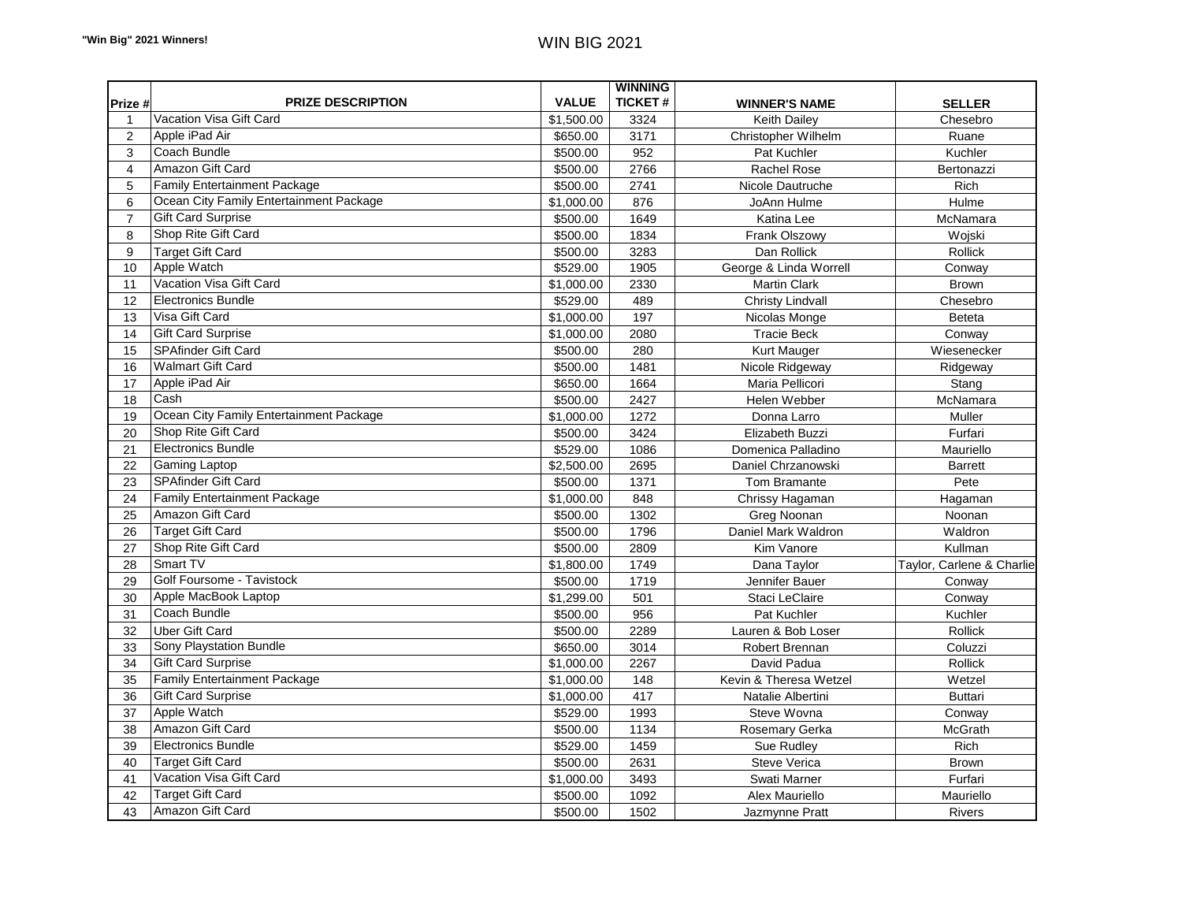**"Win Big" 2021 Winners!**

# WIN BIG 2021

| Prize # | PRIZE DESCRIPTION | VALUE | WINNING TICKET # | WINNER'S NAME | SELLER |
|---|---|---|---|---|---|
| 1 | Vacation Visa Gift Card | $1,500.00 | 3324 | Keith Dailey | Chesebro |
| 2 | Apple iPad Air | $650.00 | 3171 | Christopher Wilhelm | Ruane |
| 3 | Coach Bundle | $500.00 | 952 | Pat Kuchler | Kuchler |
| 4 | Amazon Gift Card | $500.00 | 2766 | Rachel Rose | Bertonazzi |
| 5 | Family Entertainment Package | $500.00 | 2741 | Nicole Dautruche | Rich |
| 6 | Ocean City Family Entertainment Package | $1,000.00 | 876 | JoAnn Hulme | Hulme |
| 7 | Gift Card Surprise | $500.00 | 1649 | Katina Lee | McNamara |
| 8 | Shop Rite Gift Card | $500.00 | 1834 | Frank Olszowy | Wojski |
| 9 | Target Gift Card | $500.00 | 3283 | Dan Rollick | Rollick |
| 10 | Apple Watch | $529.00 | 1905 | George & Linda Worrell | Conway |
| 11 | Vacation Visa Gift Card | $1,000.00 | 2330 | Martin Clark | Brown |
| 12 | Electronics Bundle | $529.00 | 489 | Christy Lindvall | Chesebro |
| 13 | Visa Gift Card | $1,000.00 | 197 | Nicolas Monge | Beteta |
| 14 | Gift Card Surprise | $1,000.00 | 2080 | Tracie Beck | Conway |
| 15 | SPAfinder Gift Card | $500.00 | 280 | Kurt Mauger | Wiesenecker |
| 16 | Walmart Gift Card | $500.00 | 1481 | Nicole Ridgeway | Ridgeway |
| 17 | Apple iPad Air | $650.00 | 1664 | Maria Pellicori | Stang |
| 18 | Cash | $500.00 | 2427 | Helen Webber | McNamara |
| 19 | Ocean City Family Entertainment Package | $1,000.00 | 1272 | Donna Larro | Muller |
| 20 | Shop Rite Gift Card | $500.00 | 3424 | Elizabeth Buzzi | Furfari |
| 21 | Electronics Bundle | $529.00 | 1086 | Domenica Palladino | Mauriello |
| 22 | Gaming Laptop | $2,500.00 | 2695 | Daniel Chrzanowski | Barrett |
| 23 | SPAfinder Gift Card | $500.00 | 1371 | Tom Bramante | Pete |
| 24 | Family Entertainment Package | $1,000.00 | 848 | Chrissy Hagaman | Hagaman |
| 25 | Amazon Gift Card | $500.00 | 1302 | Greg Noonan | Noonan |
| 26 | Target Gift Card | $500.00 | 1796 | Daniel Mark Waldron | Waldron |
| 27 | Shop Rite Gift Card | $500.00 | 2809 | Kim Vanore | Kullman |
| 28 | Smart TV | $1,800.00 | 1749 | Dana Taylor | Taylor, Carlene & Charlie |
| 29 | Golf Foursome - Tavistock | $500.00 | 1719 | Jennifer Bauer | Conway |
| 30 | Apple MacBook Laptop | $1,299.00 | 501 | Staci LeClaire | Conway |
| 31 | Coach Bundle | $500.00 | 956 | Pat Kuchler | Kuchler |
| 32 | Uber Gift Card | $500.00 | 2289 | Lauren & Bob Loser | Rollick |
| 33 | Sony Playstation Bundle | $650.00 | 3014 | Robert Brennan | Coluzzi |
| 34 | Gift Card Surprise | $1,000.00 | 2267 | David Padua | Rollick |
| 35 | Family Entertainment Package | $1,000.00 | 148 | Kevin & Theresa Wetzel | Wetzel |
| 36 | Gift Card Surprise | $1,000.00 | 417 | Natalie Albertini | Buttari |
| 37 | Apple Watch | $529.00 | 1993 | Steve Wovna | Conway |
| 38 | Amazon Gift Card | $500.00 | 1134 | Rosemary Gerka | McGrath |
| 39 | Electronics Bundle | $529.00 | 1459 | Sue Rudley | Rich |
| 40 | Target Gift Card | $500.00 | 2631 | Steve Verica | Brown |
| 41 | Vacation Visa Gift Card | $1,000.00 | 3493 | Swati Marner | Furfari |
| 42 | Target Gift Card | $500.00 | 1092 | Alex Mauriello | Mauriello |
| 43 | Amazon Gift Card | $500.00 | 1502 | Jazmynne Pratt | Rivers |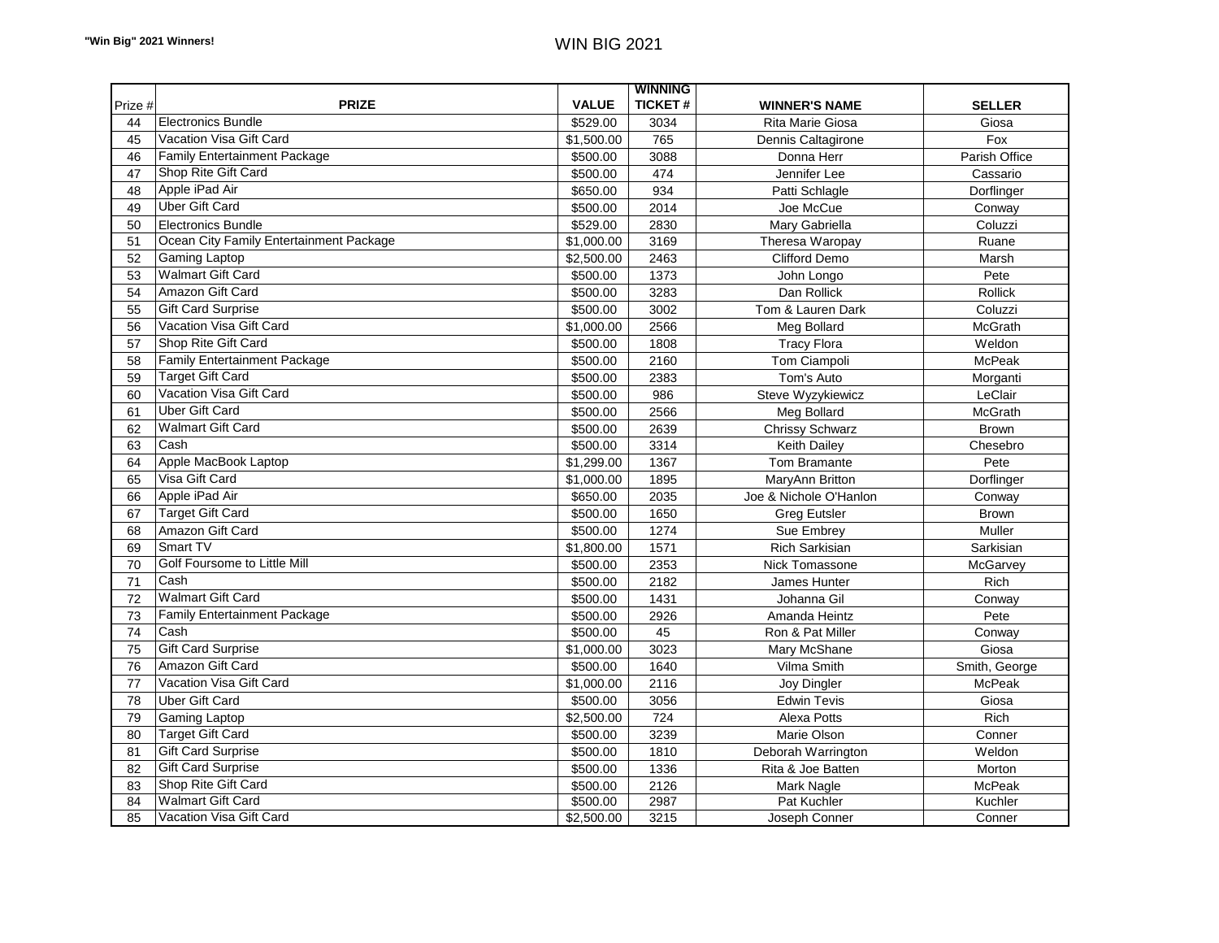**"Win Big" 2021 Winners!**

# WIN BIG 2021

| Prize # | PRIZE | VALUE | WINNING TICKET # | WINNER'S NAME | SELLER |
|---|---|---|---|---|---|
| 44 | Electronics Bundle | $529.00 | 3034 | Rita Marie Giosa | Giosa |
| 45 | Vacation Visa Gift Card | $1,500.00 | 765 | Dennis Caltagirone | Fox |
| 46 | Family Entertainment Package | $500.00 | 3088 | Donna Herr | Parish Office |
| 47 | Shop Rite Gift Card | $500.00 | 474 | Jennifer Lee | Cassario |
| 48 | Apple iPad Air | $650.00 | 934 | Patti Schlagle | Dorflinger |
| 49 | Uber Gift Card | $500.00 | 2014 | Joe McCue | Conway |
| 50 | Electronics Bundle | $529.00 | 2830 | Mary Gabriella | Coluzzi |
| 51 | Ocean City Family Entertainment Package | $1,000.00 | 3169 | Theresa Waropay | Ruane |
| 52 | Gaming Laptop | $2,500.00 | 2463 | Clifford Demo | Marsh |
| 53 | Walmart Gift Card | $500.00 | 1373 | John Longo | Pete |
| 54 | Amazon Gift Card | $500.00 | 3283 | Dan Rollick | Rollick |
| 55 | Gift Card Surprise | $500.00 | 3002 | Tom & Lauren Dark | Coluzzi |
| 56 | Vacation Visa Gift Card | $1,000.00 | 2566 | Meg Bollard | McGrath |
| 57 | Shop Rite Gift Card | $500.00 | 1808 | Tracy Flora | Weldon |
| 58 | Family Entertainment Package | $500.00 | 2160 | Tom Ciampoli | McPeak |
| 59 | Target Gift Card | $500.00 | 2383 | Tom's Auto | Morganti |
| 60 | Vacation Visa Gift Card | $500.00 | 986 | Steve Wyzykiewicz | LeClair |
| 61 | Uber Gift Card | $500.00 | 2566 | Meg Bollard | McGrath |
| 62 | Walmart Gift Card | $500.00 | 2639 | Chrissy Schwarz | Brown |
| 63 | Cash | $500.00 | 3314 | Keith Dailey | Chesebro |
| 64 | Apple MacBook Laptop | $1,299.00 | 1367 | Tom Bramante | Pete |
| 65 | Visa Gift Card | $1,000.00 | 1895 | MaryAnn Britton | Dorflinger |
| 66 | Apple iPad Air | $650.00 | 2035 | Joe & Nichole O'Hanlon | Conway |
| 67 | Target Gift Card | $500.00 | 1650 | Greg Eutsler | Brown |
| 68 | Amazon Gift Card | $500.00 | 1274 | Sue Embrey | Muller |
| 69 | Smart TV | $1,800.00 | 1571 | Rich Sarkisian | Sarkisian |
| 70 | Golf Foursome to Little Mill | $500.00 | 2353 | Nick Tomassone | McGarvey |
| 71 | Cash | $500.00 | 2182 | James Hunter | Rich |
| 72 | Walmart Gift Card | $500.00 | 1431 | Johanna Gil | Conway |
| 73 | Family Entertainment Package | $500.00 | 2926 | Amanda Heintz | Pete |
| 74 | Cash | $500.00 | 45 | Ron & Pat Miller | Conway |
| 75 | Gift Card Surprise | $1,000.00 | 3023 | Mary McShane | Giosa |
| 76 | Amazon Gift Card | $500.00 | 1640 | Vilma Smith | Smith, George |
| 77 | Vacation Visa Gift Card | $1,000.00 | 2116 | Joy Dingler | McPeak |
| 78 | Uber Gift Card | $500.00 | 3056 | Edwin Tevis | Giosa |
| 79 | Gaming Laptop | $2,500.00 | 724 | Alexa Potts | Rich |
| 80 | Target Gift Card | $500.00 | 3239 | Marie Olson | Conner |
| 81 | Gift Card Surprise | $500.00 | 1810 | Deborah Warrington | Weldon |
| 82 | Gift Card Surprise | $500.00 | 1336 | Rita & Joe Batten | Morton |
| 83 | Shop Rite Gift Card | $500.00 | 2126 | Mark Nagle | McPeak |
| 84 | Walmart Gift Card | $500.00 | 2987 | Pat Kuchler | Kuchler |
| 85 | Vacation Visa Gift Card | $2,500.00 | 3215 | Joseph Conner | Conner |